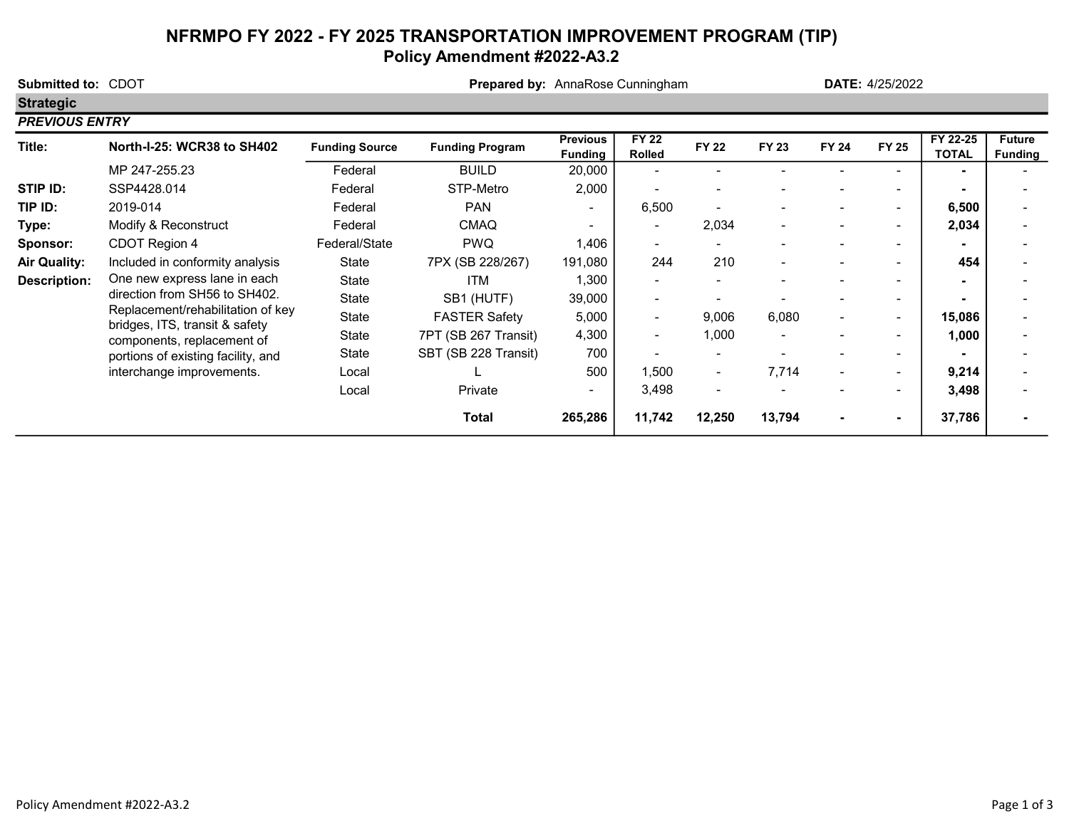# NFRMPO FY 2022 - FY 2025 TRANSPORTATION IMPROVEMENT PROGRAM (TIP)
## Policy Amendment #2022-A3.2

**Submitted to:** CDOT **Prepared by:** AnnaRose Cunningham **DATE:** 4/25/2022

**Strategic**

***PREVIOUS ENTRY***

| Title: | North-I-25: WCR38 to SH402 | Funding Source | Funding Program | Previous Funding | FY 22 Rolled | FY 22 | FY 23 | FY 24 | FY 25 | FY 22-25 TOTAL | Future Funding |
|---|---|---|---|---|---|---|---|---|---|---|---|
| | MP 247-255.23 | Federal | BUILD | 20,000 | - | - | - | - | - | **-** | - |
| STIP ID: | SSP4428.014 | Federal | STP-Metro | 2,000 | - | - | - | - | - | **-** | - |
| TIP ID: | 2019-014 | Federal | PAN | - | 6,500 | - | - | - | - | **6,500** | - |
| Type: | Modify & Reconstruct | Federal | CMAQ | - | - | 2,034 | - | - | - | **2,034** | - |
| Sponsor: | CDOT Region 4 | Federal/State | PWQ | 1,406 | - | - | - | - | - | **-** | - |
| Air Quality: | Included in conformity analysis | State | 7PX (SB 228/267) | 191,080 | 244 | 210 | - | - | - | **454** | - |
| Description: | One new express lane in each direction from SH56 to SH402. Replacement/rehabilitation of key bridges, ITS, transit & safety components, replacement of portions of existing facility, and interchange improvements. | State | ITM | 1,300 | - | - | - | - | - | **-** | - |
| | | State | SB1 (HUTF) | 39,000 | - | - | - | - | - | **-** | - |
| | | State | FASTER Safety | 5,000 | - | 9,006 | 6,080 | - | - | **15,086** | - |
| | | State | 7PT (SB 267 Transit) | 4,300 | - | 1,000 | - | - | - | **1,000** | - |
| | | State | SBT (SB 228 Transit) | 700 | - | - | - | - | - | **-** | - |
| | | Local | L | 500 | 1,500 | - | 7,714 | - | - | **9,214** | - |
| | | Local | Private | - | 3,498 | - | - | - | - | **3,498** | - |
| | | | **Total** | **265,286** | **11,742** | **12,250** | **13,794** | **-** | **-** | **37,786** | **-** |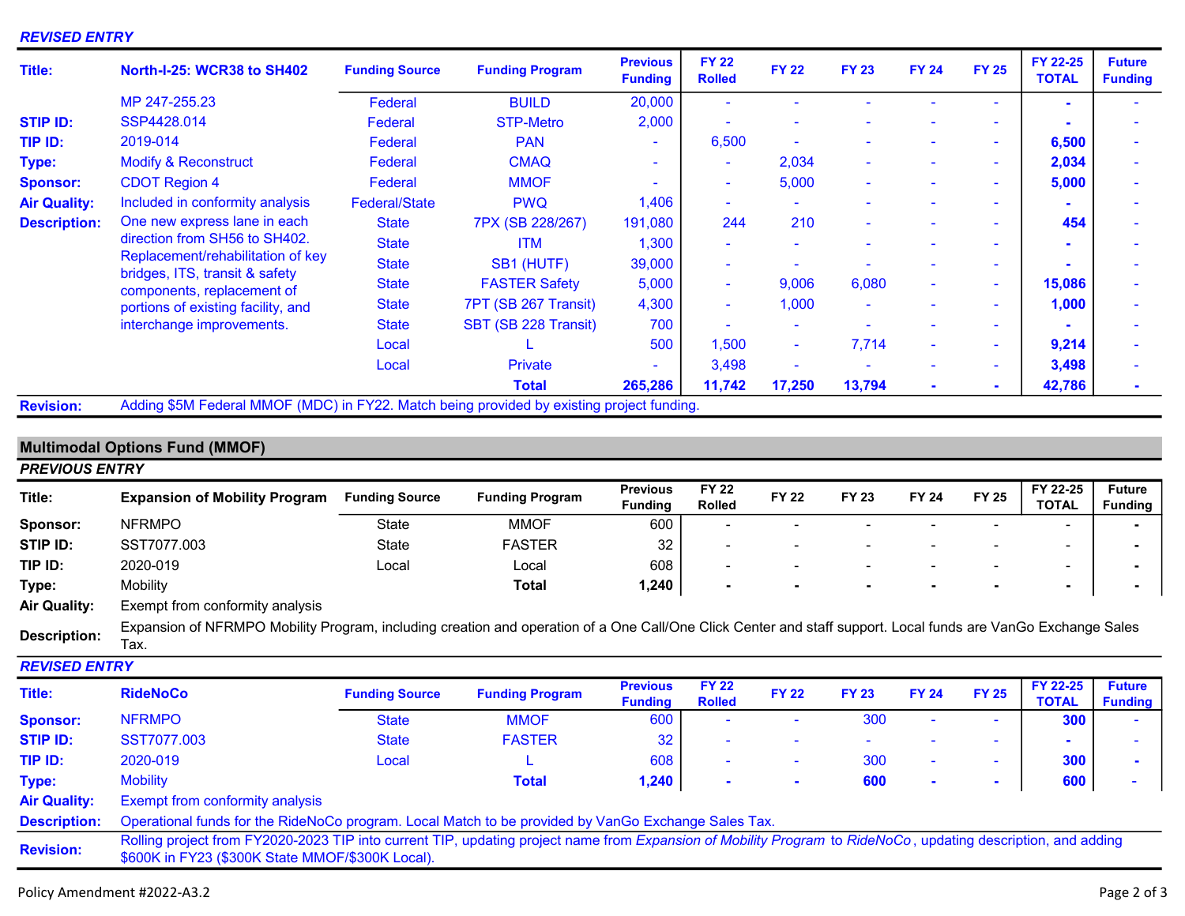***REVISED ENTRY***

| Title: | North-I-25: WCR38 to SH402 | Funding Source | Funding Program | Previous Funding | FY 22 Rolled | FY 22 | FY 23 | FY 24 | FY 25 | FY 22-25 TOTAL | Future Funding |
|---|---|---|---|---|---|---|---|---|---|---|---|
| | MP 247-255.23 | Federal | BUILD | 20,000 | - | - | - | - | - | **-** | - |
| **STIP ID:** | SSP4428.014 | Federal | STP-Metro | 2,000 | - | - | - | - | - | **-** | - |
| **TIP ID:** | 2019-014 | Federal | PAN | - | 6,500 | - | - | - | - | **6,500** | - |
| **Type:** | Modify & Reconstruct | Federal | CMAQ | - | - | 2,034 | - | - | - | **2,034** | - |
| **Sponsor:** | CDOT Region 4 | Federal | MMOF | - | - | 5,000 | - | - | - | **5,000** | - |
| **Air Quality:** | Included in conformity analysis | Federal/State | PWQ | 1,406 | - | - | - | - | - | **-** | - |
| **Description:** | One new express lane in each direction from SH56 to SH402. Replacement/rehabilitation of key bridges, ITS, transit & safety components, replacement of portions of existing facility, and interchange improvements. | State | 7PX (SB 228/267) | 191,080 | 244 | 210 | - | - | - | **454** | - |
| | | State | ITM | 1,300 | - | - | - | - | - | **-** | - |
| | | State | SB1 (HUTF) | 39,000 | - | - | - | - | - | **-** | - |
| | | State | FASTER Safety | 5,000 | - | 9,006 | 6,080 | - | - | **15,086** | - |
| | | State | 7PT (SB 267 Transit) | 4,300 | - | 1,000 | - | - | - | **1,000** | - |
| | | State | SBT (SB 228 Transit) | 700 | - | - | - | - | - | **-** | - |
| | | Local | L | 500 | 1,500 | - | 7,714 | - | - | **9,214** | - |
| | | Local | Private | - | 3,498 | - | - | - | - | **3,498** | - |
| | | | **Total** | **265,286** | **11,742** | **17,250** | **13,794** | **-** | **-** | **42,786** | **-** |

**Revision:** Adding $5M Federal MMOF (MDC) in FY22. Match being provided by existing project funding.

## Multimodal Options Fund (MMOF)

***PREVIOUS ENTRY***

| Title: | Expansion of Mobility Program | Funding Source | Funding Program | Previous Funding | FY 22 Rolled | FY 22 | FY 23 | FY 24 | FY 25 | FY 22-25 TOTAL | Future Funding |
|---|---|---|---|---|---|---|---|---|---|---|---|
| **Sponsor:** | NFRMPO | State | MMOF | 600 | - | - | - | - | - | - | **-** |
| **STIP ID:** | SST7077.003 | State | FASTER | 32 | - | - | - | - | - | - | **-** |
| **TIP ID:** | 2020-019 | Local | Local | 608 | - | - | - | - | - | - | **-** |
| **Type:** | Mobility | | **Total** | **1,240** | **-** | **-** | **-** | **-** | **-** | **-** | **-** |
| **Air Quality:** | Exempt from conformity analysis | | | | | | | | | | |

**Description:** Expansion of NFRMPO Mobility Program, including creation and operation of a One Call/One Click Center and staff support. Local funds are VanGo Exchange Sales Tax.

***REVISED ENTRY***

| Title: | RideNoCo | Funding Source | Funding Program | Previous Funding | FY 22 Rolled | FY 22 | FY 23 | FY 24 | FY 25 | FY 22-25 TOTAL | Future Funding |
|---|---|---|---|---|---|---|---|---|---|---|---|
| **Sponsor:** | NFRMPO | State | MMOF | 600 | - | - | 300 | - | - | **300** | - |
| **STIP ID:** | SST7077.003 | State | FASTER | 32 | - | - | - | - | - | **-** | - |
| **TIP ID:** | 2020-019 | Local | L | 608 | - | - | 300 | - | - | **300** | **-** |
| **Type:** | Mobility | | **Total** | **1,240** | **-** | **-** | **600** | **-** | **-** | **600** | **-** |
| **Air Quality:** | Exempt from conformity analysis | | | | | | | | | | |

**Description:** Operational funds for the RideNoCo program. Local Match to be provided by VanGo Exchange Sales Tax.

**Revision:** Rolling project from FY2020-2023 TIP into current TIP, updating project name from *Expansion of Mobility Program* to *RideNoCo*, updating description, and adding $600K in FY23 ($300K State MMOF/$300K Local).

Policy Amendment #2022-A3.2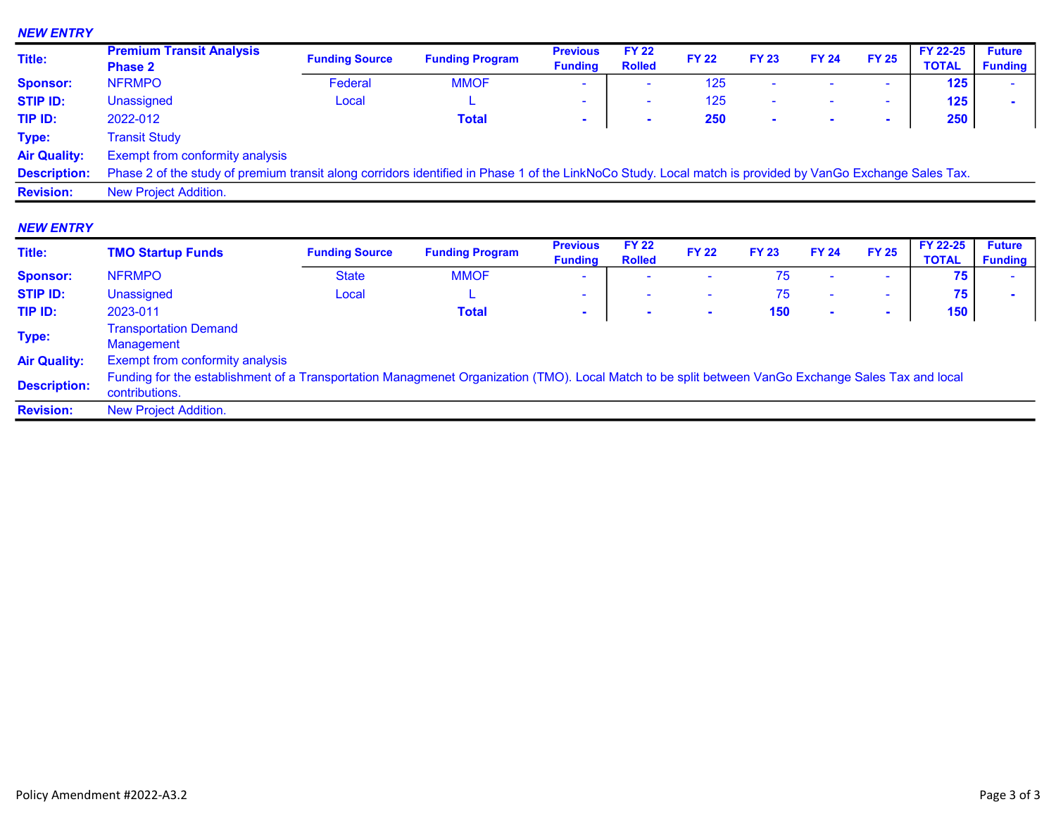***NEW ENTRY***

| | | Funding Source | Funding Program | Previous Funding | FY 22 Rolled | FY 22 | FY 23 | FY 24 | FY 25 | FY 22-25 TOTAL | Future Funding |
|---|---|---|---|---|---|---|---|---|---|---|---|
| **Title:** | **Premium Transit Analysis Phase 2** | | | | | | | | | | |
| **Sponsor:** | NFRMPO | Federal | MMOF | - | - | 125 | - | - | - | **125** | - |
| **STIP ID:** | Unassigned | Local | L | - | - | 125 | - | - | - | **125** | **-** |
| **TIP ID:** | 2022-012 | | **Total** | **-** | **-** | **250** | **-** | **-** | **-** | **250** | |
| **Type:** | Transit Study | | | | | | | | | | |
| **Air Quality:** | Exempt from conformity analysis | | | | | | | | | | |
| **Description:** | Phase 2 of the study of premium transit along corridors identified in Phase 1 of the LinkNoCo Study. Local match is provided by VanGo Exchange Sales Tax. | | | | | | | | | | |
| **Revision:** | New Project Addition. | | | | | | | | | | |

***NEW ENTRY***

| | | Funding Source | Funding Program | Previous Funding | FY 22 Rolled | FY 22 | FY 23 | FY 24 | FY 25 | FY 22-25 TOTAL | Future Funding |
|---|---|---|---|---|---|---|---|---|---|---|---|
| **Title:** | **TMO Startup Funds** | | | | | | | | | | |
| **Sponsor:** | NFRMPO | State | MMOF | - | - | - | 75 | - | - | **75** | - |
| **STIP ID:** | Unassigned | Local | L | - | - | - | 75 | - | - | **75** | **-** |
| **TIP ID:** | 2023-011 | | **Total** | **-** | **-** | **-** | **150** | **-** | **-** | **150** | |
| **Type:** | Transportation Demand Management | | | | | | | | | | |
| **Air Quality:** | Exempt from conformity analysis | | | | | | | | | | |
| **Description:** | Funding for the establishment of a Transportation Managmenet Organization (TMO). Local Match to be split between VanGo Exchange Sales Tax and local contributions. | | | | | | | | | | |
| **Revision:** | New Project Addition. | | | | | | | | | | |

Policy Amendment #2022-A3.2